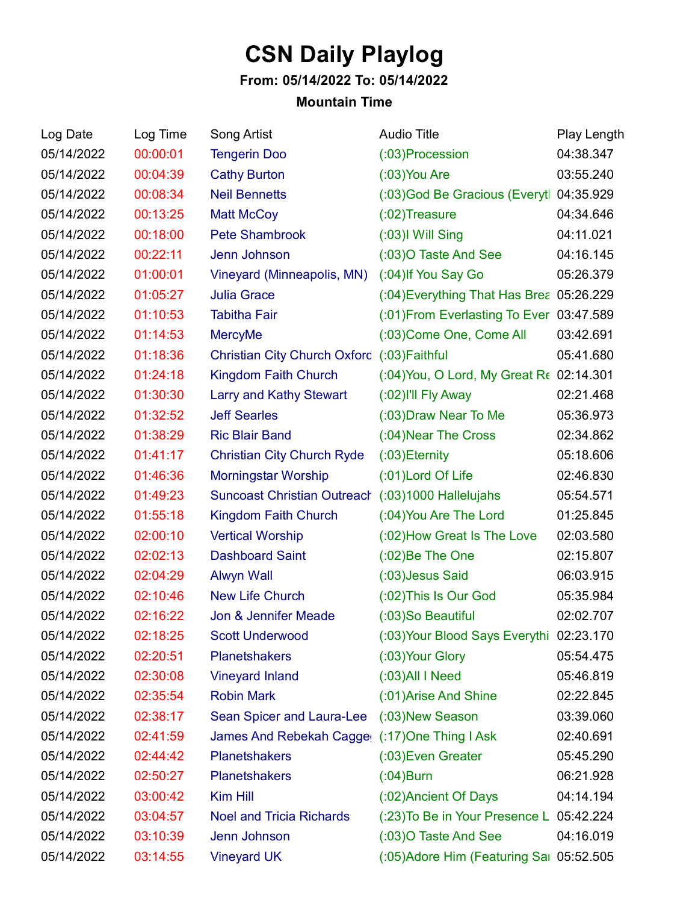# CSN Daily Playlog

**From: 05/14/2022 To: 05/14/2022**

**Mountain Time**

| Log Date | Log Time | Song Artist | Audio Title | Play Length |
|---|---|---|---|---|
| 05/14/2022 | 00:00:01 | Tengerin Doo | (:03)Procession | 04:38.347 |
| 05/14/2022 | 00:04:39 | Cathy Burton | (:03)You Are | 03:55.240 |
| 05/14/2022 | 00:08:34 | Neil Bennetts | (:03)God Be Gracious (Everytl | 04:35.929 |
| 05/14/2022 | 00:13:25 | Matt McCoy | (:02)Treasure | 04:34.646 |
| 05/14/2022 | 00:18:00 | Pete Shambrook | (:03)I Will Sing | 04:11.021 |
| 05/14/2022 | 00:22:11 | Jenn Johnson | (:03)O Taste And See | 04:16.145 |
| 05/14/2022 | 01:00:01 | Vineyard (Minneapolis, MN) | (:04)If You Say Go | 05:26.379 |
| 05/14/2022 | 01:05:27 | Julia Grace | (:04)Everything That Has Brea | 05:26.229 |
| 05/14/2022 | 01:10:53 | Tabitha Fair | (:01)From Everlasting To Ever | 03:47.589 |
| 05/14/2022 | 01:14:53 | MercyMe | (:03)Come One, Come All | 03:42.691 |
| 05/14/2022 | 01:18:36 | Christian City Church Oxford | (:03)Faithful | 05:41.680 |
| 05/14/2022 | 01:24:18 | Kingdom Faith Church | (:04)You, O Lord, My Great Re | 02:14.301 |
| 05/14/2022 | 01:30:30 | Larry and Kathy Stewart | (:02)I'll Fly Away | 02:21.468 |
| 05/14/2022 | 01:32:52 | Jeff Searles | (:03)Draw Near To Me | 05:36.973 |
| 05/14/2022 | 01:38:29 | Ric Blair Band | (:04)Near The Cross | 02:34.862 |
| 05/14/2022 | 01:41:17 | Christian City Church Ryde | (:03)Eternity | 05:18.606 |
| 05/14/2022 | 01:46:36 | Morningstar Worship | (:01)Lord Of Life | 02:46.830 |
| 05/14/2022 | 01:49:23 | Suncoast Christian Outreach | (:03)1000 Hallelujahs | 05:54.571 |
| 05/14/2022 | 01:55:18 | Kingdom Faith Church | (:04)You Are The Lord | 01:25.845 |
| 05/14/2022 | 02:00:10 | Vertical Worship | (:02)How Great Is The Love | 02:03.580 |
| 05/14/2022 | 02:02:13 | Dashboard Saint | (:02)Be The One | 02:15.807 |
| 05/14/2022 | 02:04:29 | Alwyn Wall | (:03)Jesus Said | 06:03.915 |
| 05/14/2022 | 02:10:46 | New Life Church | (:02)This Is Our God | 05:35.984 |
| 05/14/2022 | 02:16:22 | Jon & Jennifer Meade | (:03)So Beautiful | 02:02.707 |
| 05/14/2022 | 02:18:25 | Scott Underwood | (:03)Your Blood Says Everythi | 02:23.170 |
| 05/14/2022 | 02:20:51 | Planetshakers | (:03)Your Glory | 05:54.475 |
| 05/14/2022 | 02:30:08 | Vineyard Inland | (:03)All I Need | 05:46.819 |
| 05/14/2022 | 02:35:54 | Robin Mark | (:01)Arise And Shine | 02:22.845 |
| 05/14/2022 | 02:38:17 | Sean Spicer and Laura-Lee | (:03)New Season | 03:39.060 |
| 05/14/2022 | 02:41:59 | James And Rebekah Cagge | (:17)One Thing I Ask | 02:40.691 |
| 05/14/2022 | 02:44:42 | Planetshakers | (:03)Even Greater | 05:45.290 |
| 05/14/2022 | 02:50:27 | Planetshakers | (:04)Burn | 06:21.928 |
| 05/14/2022 | 03:00:42 | Kim Hill | (:02)Ancient Of Days | 04:14.194 |
| 05/14/2022 | 03:04:57 | Noel and Tricia Richards | (:23)To Be in Your Presence L | 05:42.224 |
| 05/14/2022 | 03:10:39 | Jenn Johnson | (:03)O Taste And See | 04:16.019 |
| 05/14/2022 | 03:14:55 | Vineyard UK | (:05)Adore Him (Featuring Sa | 05:52.505 |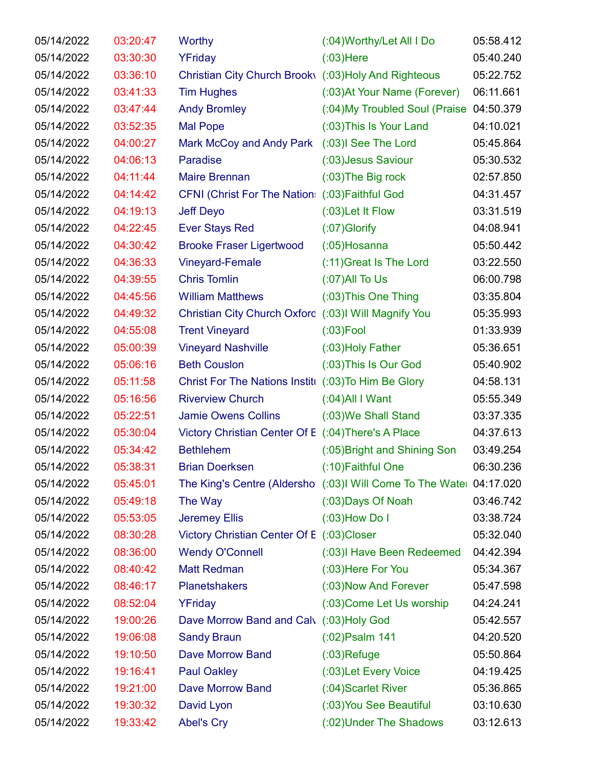| | | | | |
|---|---|---|---|---|
| 05/14/2022 | 03:20:47 | Worthy | (:04)Worthy/Let All I Do | 05:58.412 |
| 05/14/2022 | 03:30:30 | YFriday | (:03)Here | 05:40.240 |
| 05/14/2022 | 03:36:10 | Christian City Church Brookv | (:03)Holy And Righteous | 05:22.752 |
| 05/14/2022 | 03:41:33 | Tim Hughes | (:03)At Your Name (Forever) | 06:11.661 |
| 05/14/2022 | 03:47:44 | Andy Bromley | (:04)My Troubled Soul (Praise | 04:50.379 |
| 05/14/2022 | 03:52:35 | Mal Pope | (:03)This Is Your Land | 04:10.021 |
| 05/14/2022 | 04:00:27 | Mark McCoy and Andy Park | (:03)I See The Lord | 05:45.864 |
| 05/14/2022 | 04:06:13 | Paradise | (:03)Jesus Saviour | 05:30.532 |
| 05/14/2022 | 04:11:44 | Maire Brennan | (:03)The Big rock | 02:57.850 |
| 05/14/2022 | 04:14:42 | CFNI (Christ For The Nations | (:03)Faithful God | 04:31.457 |
| 05/14/2022 | 04:19:13 | Jeff Deyo | (:03)Let It Flow | 03:31.519 |
| 05/14/2022 | 04:22:45 | Ever Stays Red | (:07)Glorify | 04:08.941 |
| 05/14/2022 | 04:30:42 | Brooke Fraser Ligertwood | (:05)Hosanna | 05:50.442 |
| 05/14/2022 | 04:36:33 | Vineyard-Female | (:11)Great Is The Lord | 03:22.550 |
| 05/14/2022 | 04:39:55 | Chris Tomlin | (:07)All To Us | 06:00.798 |
| 05/14/2022 | 04:45:56 | William Matthews | (:03)This One Thing | 03:35.804 |
| 05/14/2022 | 04:49:32 | Christian City Church Oxford | (:03)I Will Magnify You | 05:35.993 |
| 05/14/2022 | 04:55:08 | Trent Vineyard | (:03)Fool | 01:33.939 |
| 05/14/2022 | 05:00:39 | Vineyard Nashville | (:03)Holy Father | 05:36.651 |
| 05/14/2022 | 05:06:16 | Beth Couslon | (:03)This Is Our God | 05:40.902 |
| 05/14/2022 | 05:11:58 | Christ For The Nations Institu | (:03)To Him Be Glory | 04:58.131 |
| 05/14/2022 | 05:16:56 | Riverview Church | (:04)All I Want | 05:55.349 |
| 05/14/2022 | 05:22:51 | Jamie Owens Collins | (:03)We Shall Stand | 03:37.335 |
| 05/14/2022 | 05:30:04 | Victory Christian Center Of E | (:04)There's A Place | 04:37.613 |
| 05/14/2022 | 05:34:42 | Bethlehem | (:05)Bright and Shining Son | 03:49.254 |
| 05/14/2022 | 05:38:31 | Brian Doerksen | (:10)Faithful One | 06:30.236 |
| 05/14/2022 | 05:45:01 | The King's Centre (Aldersho | (:03)I Will Come To The Water | 04:17.020 |
| 05/14/2022 | 05:49:18 | The Way | (:03)Days Of Noah | 03:46.742 |
| 05/14/2022 | 05:53:05 | Jeremey Ellis | (:03)How Do I | 03:38.724 |
| 05/14/2022 | 08:30:28 | Victory Christian Center Of E | (:03)Closer | 05:32.040 |
| 05/14/2022 | 08:36:00 | Wendy O'Connell | (:03)I Have Been Redeemed | 04:42.394 |
| 05/14/2022 | 08:40:42 | Matt Redman | (:03)Here For You | 05:34.367 |
| 05/14/2022 | 08:46:17 | Planetshakers | (:03)Now And Forever | 05:47.598 |
| 05/14/2022 | 08:52:04 | YFriday | (:03)Come Let Us worship | 04:24.241 |
| 05/14/2022 | 19:00:26 | Dave Morrow Band and Calv | (:03)Holy God | 05:42.557 |
| 05/14/2022 | 19:06:08 | Sandy Braun | (:02)Psalm 141 | 04:20.520 |
| 05/14/2022 | 19:10:50 | Dave Morrow Band | (:03)Refuge | 05:50.864 |
| 05/14/2022 | 19:16:41 | Paul Oakley | (:03)Let Every Voice | 04:19.425 |
| 05/14/2022 | 19:21:00 | Dave Morrow Band | (:04)Scarlet River | 05:36.865 |
| 05/14/2022 | 19:30:32 | David Lyon | (:03)You See Beautiful | 03:10.630 |
| 05/14/2022 | 19:33:42 | Abel's Cry | (:02)Under The Shadows | 03:12.613 |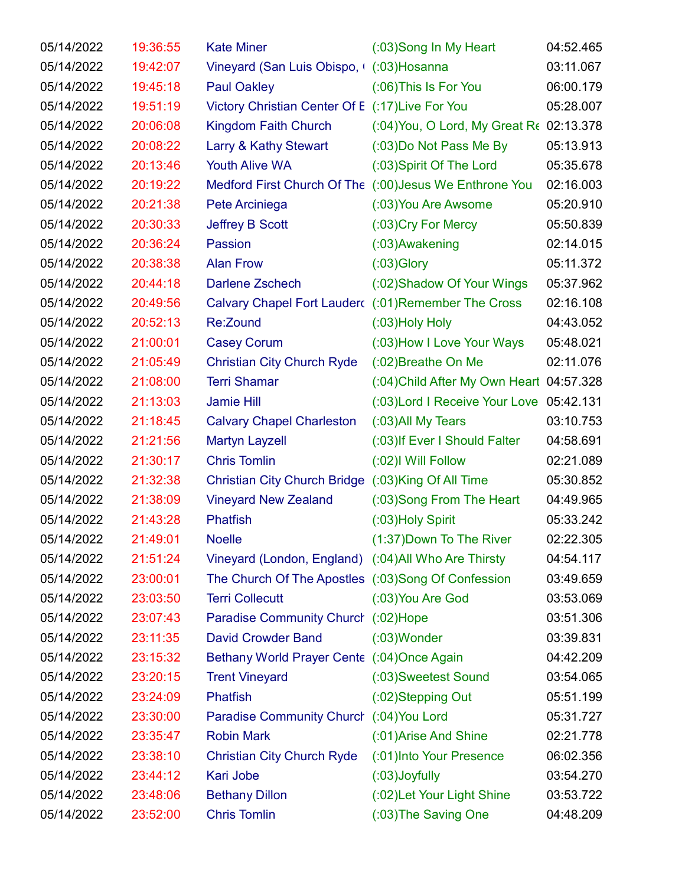| | | | | |
|---|---|---|---|---|
| 05/14/2022 | 19:36:55 | Kate Miner | (:03)Song In My Heart | 04:52.465 |
| 05/14/2022 | 19:42:07 | Vineyard (San Luis Obispo, ( | (:03)Hosanna | 03:11.067 |
| 05/14/2022 | 19:45:18 | Paul Oakley | (:06)This Is For You | 06:00.179 |
| 05/14/2022 | 19:51:19 | Victory Christian Center Of E | (:17)Live For You | 05:28.007 |
| 05/14/2022 | 20:06:08 | Kingdom Faith Church | (:04)You, O Lord, My Great Re | 02:13.378 |
| 05/14/2022 | 20:08:22 | Larry & Kathy Stewart | (:03)Do Not Pass Me By | 05:13.913 |
| 05/14/2022 | 20:13:46 | Youth Alive WA | (:03)Spirit Of The Lord | 05:35.678 |
| 05/14/2022 | 20:19:22 | Medford First Church Of The | (:00)Jesus We Enthrone You | 02:16.003 |
| 05/14/2022 | 20:21:38 | Pete Arciniega | (:03)You Are Awsome | 05:20.910 |
| 05/14/2022 | 20:30:33 | Jeffrey B Scott | (:03)Cry For Mercy | 05:50.839 |
| 05/14/2022 | 20:36:24 | Passion | (:03)Awakening | 02:14.015 |
| 05/14/2022 | 20:38:38 | Alan Frow | (:03)Glory | 05:11.372 |
| 05/14/2022 | 20:44:18 | Darlene Zschech | (:02)Shadow Of Your Wings | 05:37.962 |
| 05/14/2022 | 20:49:56 | Calvary Chapel Fort Lauderc | (:01)Remember The Cross | 02:16.108 |
| 05/14/2022 | 20:52:13 | Re:Zound | (:03)Holy Holy | 04:43.052 |
| 05/14/2022 | 21:00:01 | Casey Corum | (:03)How I Love Your Ways | 05:48.021 |
| 05/14/2022 | 21:05:49 | Christian City Church Ryde | (:02)Breathe On Me | 02:11.076 |
| 05/14/2022 | 21:08:00 | Terri Shamar | (:04)Child After My Own Heart | 04:57.328 |
| 05/14/2022 | 21:13:03 | Jamie Hill | (:03)Lord I Receive Your Love | 05:42.131 |
| 05/14/2022 | 21:18:45 | Calvary Chapel Charleston | (:03)All My Tears | 03:10.753 |
| 05/14/2022 | 21:21:56 | Martyn Layzell | (:03)If Ever I Should Falter | 04:58.691 |
| 05/14/2022 | 21:30:17 | Chris Tomlin | (:02)I Will Follow | 02:21.089 |
| 05/14/2022 | 21:32:38 | Christian City Church Bridge | (:03)King Of All Time | 05:30.852 |
| 05/14/2022 | 21:38:09 | Vineyard New Zealand | (:03)Song From The Heart | 04:49.965 |
| 05/14/2022 | 21:43:28 | Phatfish | (:03)Holy Spirit | 05:33.242 |
| 05/14/2022 | 21:49:01 | Noelle | (1:37)Down To The River | 02:22.305 |
| 05/14/2022 | 21:51:24 | Vineyard (London, England) | (:04)All Who Are Thirsty | 04:54.117 |
| 05/14/2022 | 23:00:01 | The Church Of The Apostles | (:03)Song Of Confession | 03:49.659 |
| 05/14/2022 | 23:03:50 | Terri Collecutt | (:03)You Are God | 03:53.069 |
| 05/14/2022 | 23:07:43 | Paradise Community Church | (:02)Hope | 03:51.306 |
| 05/14/2022 | 23:11:35 | David Crowder Band | (:03)Wonder | 03:39.831 |
| 05/14/2022 | 23:15:32 | Bethany World Prayer Cente | (:04)Once Again | 04:42.209 |
| 05/14/2022 | 23:20:15 | Trent Vineyard | (:03)Sweetest Sound | 03:54.065 |
| 05/14/2022 | 23:24:09 | Phatfish | (:02)Stepping Out | 05:51.199 |
| 05/14/2022 | 23:30:00 | Paradise Community Church | (:04)You Lord | 05:31.727 |
| 05/14/2022 | 23:35:47 | Robin Mark | (:01)Arise And Shine | 02:21.778 |
| 05/14/2022 | 23:38:10 | Christian City Church Ryde | (:01)Into Your Presence | 06:02.356 |
| 05/14/2022 | 23:44:12 | Kari Jobe | (:03)Joyfully | 03:54.270 |
| 05/14/2022 | 23:48:06 | Bethany Dillon | (:02)Let Your Light Shine | 03:53.722 |
| 05/14/2022 | 23:52:00 | Chris Tomlin | (:03)The Saving One | 04:48.209 |